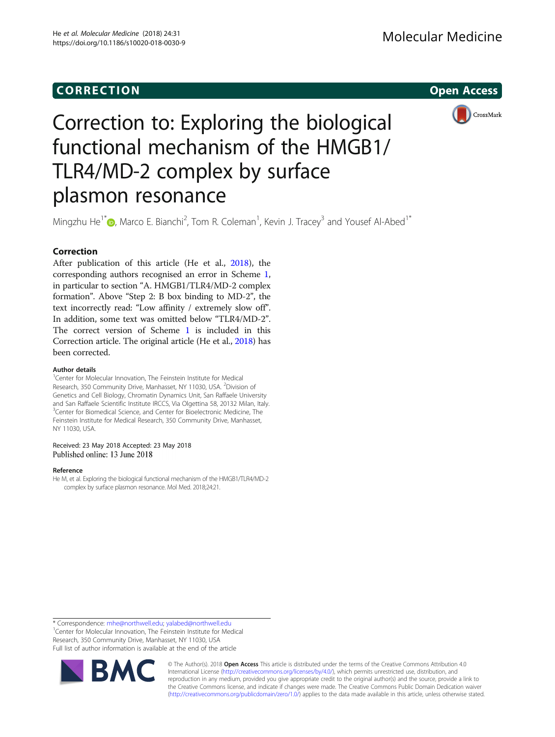CORRECTION

Open Access

# Correction to: Exploring the biological functional mechanism of the HMGB1/TLR4/MD-2 complex by surface plasmon resonance

Mingzhu He[1*], Marco E. Bianchi[2], Tom R. Coleman[1], Kevin J. Tracey[3] and Yousef Al-Abed[1*]

## Correction

After publication of this article (He et al., 2018), the corresponding authors recognised an error in Scheme 1, in particular to section "A. HMGB1/TLR4/MD-2 complex formation". Above "Step 2: B box binding to MD-2", the text incorrectly read: "Low affinity / extremely slow off". In addition, some text was omitted below "TLR4/MD-2". The correct version of Scheme 1 is included in this Correction article. The original article (He et al., 2018) has been corrected.

### Author details

[1]Center for Molecular Innovation, The Feinstein Institute for Medical Research, 350 Community Drive, Manhasset, NY 11030, USA. [2]Division of Genetics and Cell Biology, Chromatin Dynamics Unit, San Raffaele University and San Raffaele Scientific Institute IRCCS, Via Olgettina 58, 20132 Milan, Italy. [3]Center for Biomedical Science, and Center for Bioelectronic Medicine, The Feinstein Institute for Medical Research, 350 Community Drive, Manhasset, NY 11030, USA.

Received: 23 May 2018 Accepted: 23 May 2018
Published online: 13 June 2018

### Reference

He M, et al. Exploring the biological functional mechanism of the HMGB1/TLR4/MD-2 complex by surface plasmon resonance. Mol Med. 2018;24:21.

* Correspondence: mhe@northwell.edu; yalabed@northwell.edu
[1]Center for Molecular Innovation, The Feinstein Institute for Medical Research, 350 Community Drive, Manhasset, NY 11030, USA
Full list of author information is available at the end of the article

© The Author(s). 2018 **Open Access** This article is distributed under the terms of the Creative Commons Attribution 4.0 International License (http://creativecommons.org/licenses/by/4.0/), which permits unrestricted use, distribution, and reproduction in any medium, provided you give appropriate credit to the original author(s) and the source, provide a link to the Creative Commons license, and indicate if changes were made. The Creative Commons Public Domain Dedication waiver (http://creativecommons.org/publicdomain/zero/1.0/) applies to the data made available in this article, unless otherwise stated.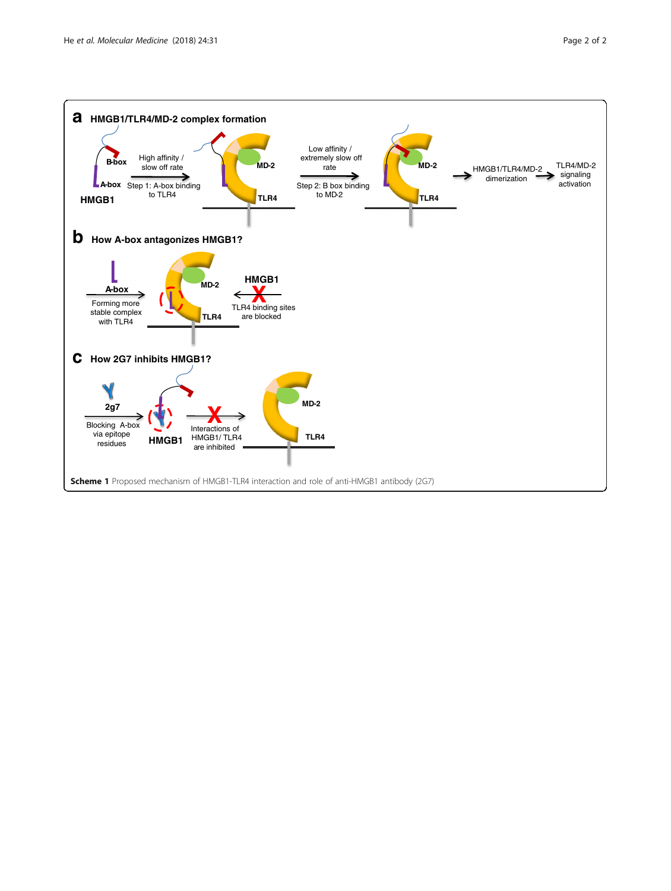**a** HMGB1/TLR4/MD-2 complex formation

B-box

A-box

HMGB1

High affinity / slow off rate

Step 1: A-box binding to TLR4

MD-2

TLR4

Low affinity / extremely slow off rate

Step 2: B box binding to MD-2

MD-2

TLR4

HMGB1/TLR4/MD-2 dimerization

TLR4/MD-2 signaling activation

**b** How A-box antagonizes HMGB1?

A-box

Forming more stable complex with TLR4

MD-2

TLR4

HMGB1

TLR4 binding sites are blocked

**c** How 2G7 inhibits HMGB1?

2g7

Blocking A-box via epitope residues

HMGB1

Interactions of HMGB1/ TLR4 are inhibited

MD-2

TLR4

**Scheme 1** Proposed mechanism of HMGB1-TLR4 interaction and role of anti-HMGB1 antibody (2G7)